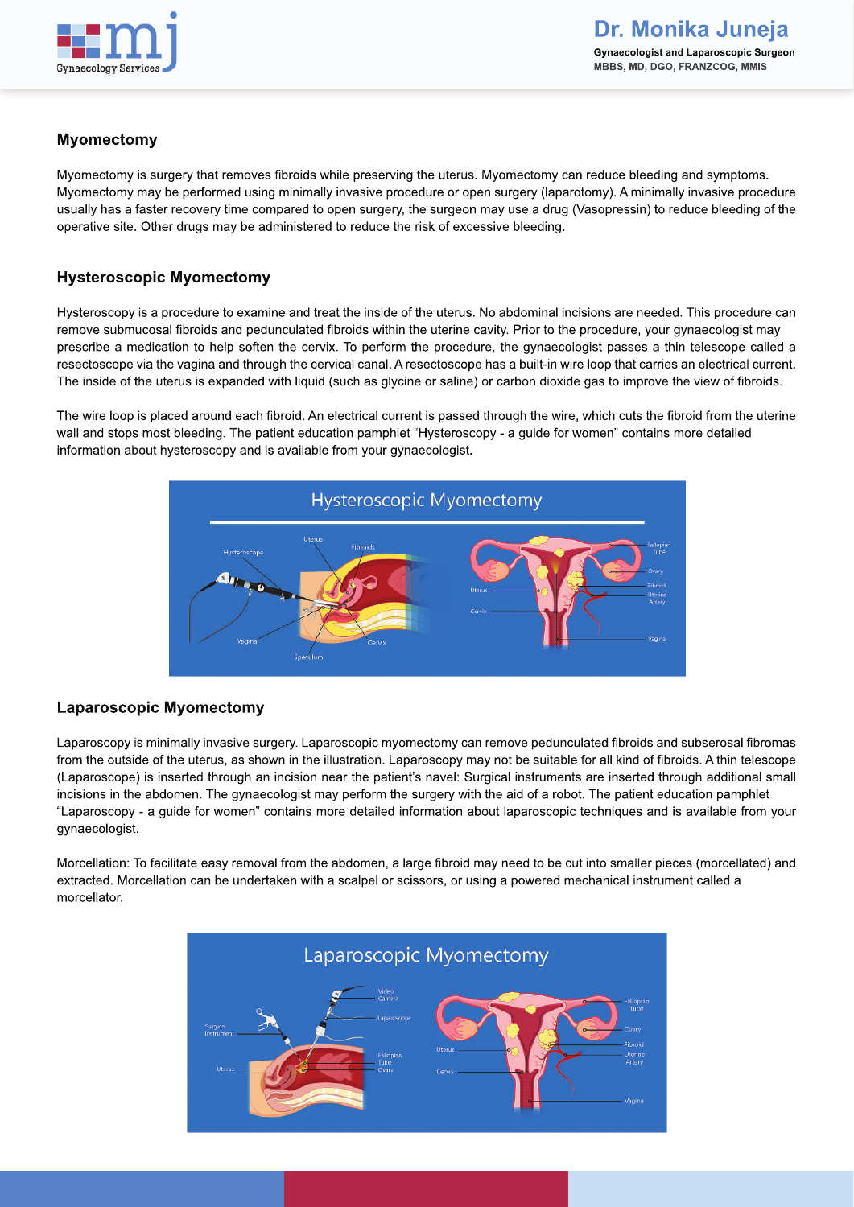## Myomectomy

Myomectomy is surgery that removes fibroids while preserving the uterus. Myomectomy can reduce bleeding and symptoms. Myomectomy may be performed using minimally invasive procedure or open surgery (laparotomy). A minimally invasive procedure usually has a faster recovery time compared to open surgery, the surgeon may use a drug (Vasopressin) to reduce bleeding of the operative site. Other drugs may be administered to reduce the risk of excessive bleeding.

## Hysteroscopic Myomectomy

Hysteroscopy is a procedure to examine and treat the inside of the uterus. No abdominal incisions are needed. This procedure can remove submucosal fibroids and pedunculated fibroids within the uterine cavity. Prior to the procedure, your gynaecologist may prescribe a medication to help soften the cervix. To perform the procedure, the gynaecologist passes a thin telescope called a resectoscope via the vagina and through the cervical canal. A resectoscope has a built-in wire loop that carries an electrical current. The inside of the uterus is expanded with liquid (such as glycine or saline) or carbon dioxide gas to improve the view of fibroids.

The wire loop is placed around each fibroid. An electrical current is passed through the wire, which cuts the fibroid from the uterine wall and stops most bleeding. The patient education pamphlet "Hysteroscopy - a guide for women" contains more detailed information about hysteroscopy and is available from your gynaecologist.

## Laparoscopic Myomectomy

Laparoscopy is minimally invasive surgery. Laparoscopic myomectomy can remove pedunculated fibroids and subserosal fibromas from the outside of the uterus, as shown in the illustration. Laparoscopy may not be suitable for all kind of fibroids. A thin telescope (Laparoscope) is inserted through an incision near the patient's navel: Surgical instruments are inserted through additional small incisions in the abdomen. The gynaecologist may perform the surgery with the aid of a robot. The patient education pamphlet "Laparoscopy - a guide for women" contains more detailed information about laparoscopic techniques and is available from your gynaecologist.

Morcellation: To facilitate easy removal from the abdomen, a large fibroid may need to be cut into smaller pieces (morcellated) and extracted. Morcellation can be undertaken with a scalpel or scissors, or using a powered mechanical instrument called a morcellator.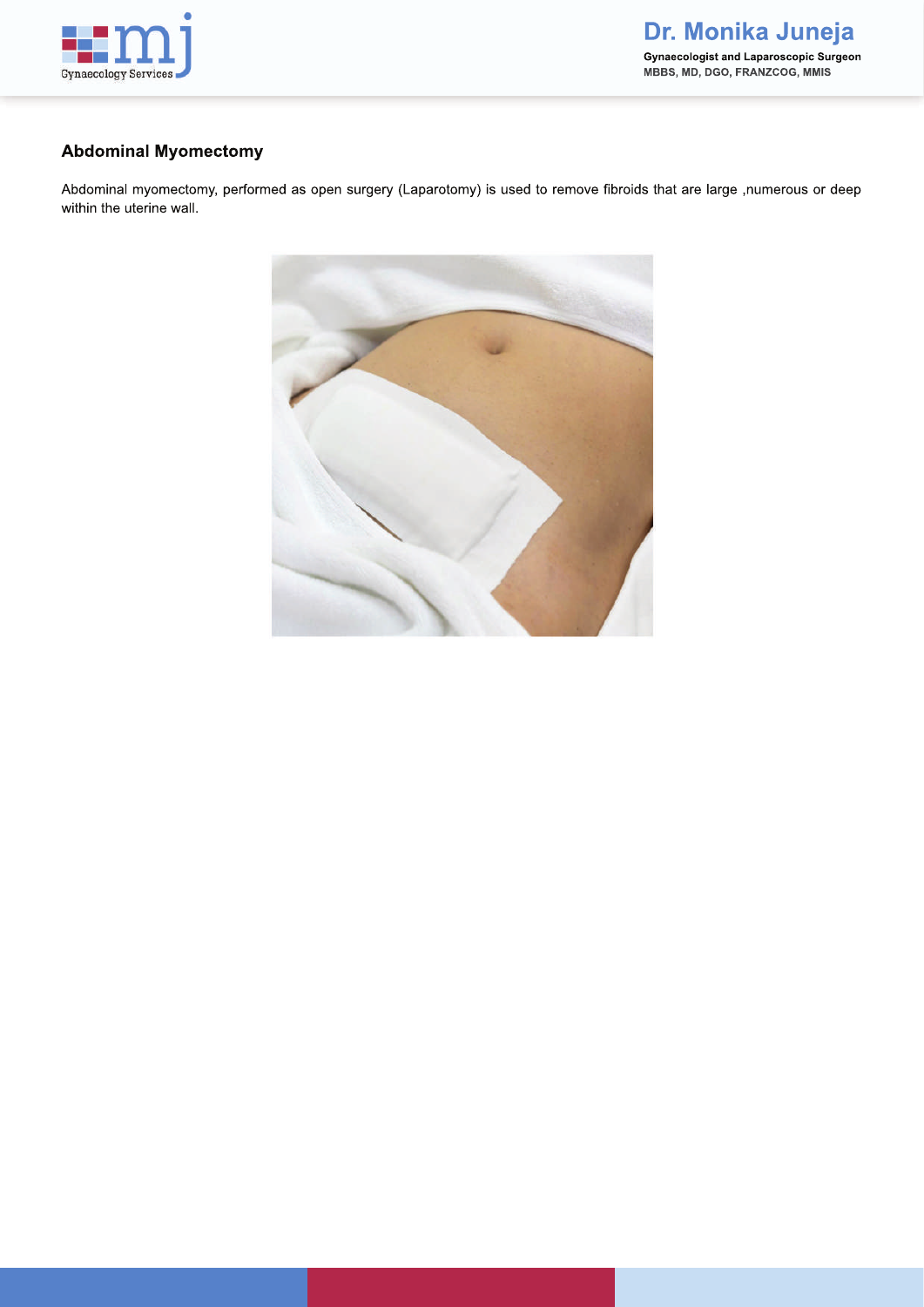### Abdominal Myomectomy

Abdominal myomectomy, performed as open surgery (Laparotomy) is used to remove fibroids that are large ,numerous or deep within the uterine wall.